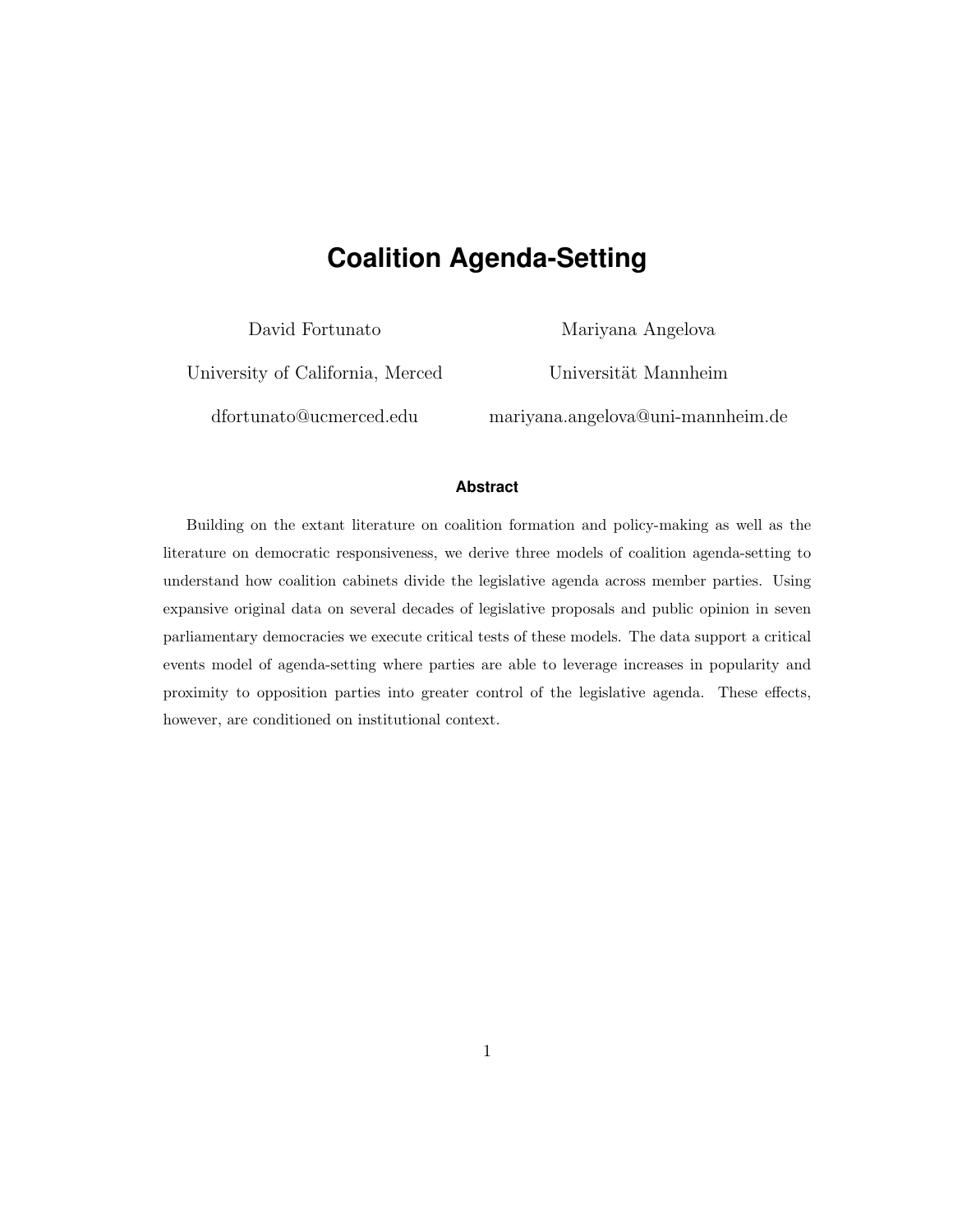# Coalition Agenda-Setting

David Fortunato

University of California, Merced

dfortunato@ucmerced.edu

Mariyana Angelova

Universität Mannheim

mariyana.angelova@uni-mannheim.de

### Abstract

Building on the extant literature on coalition formation and policy-making as well as the literature on democratic responsiveness, we derive three models of coalition agenda-setting to understand how coalition cabinets divide the legislative agenda across member parties. Using expansive original data on several decades of legislative proposals and public opinion in seven parliamentary democracies we execute critical tests of these models. The data support a critical events model of agenda-setting where parties are able to leverage increases in popularity and proximity to opposition parties into greater control of the legislative agenda. These effects, however, are conditioned on institutional context.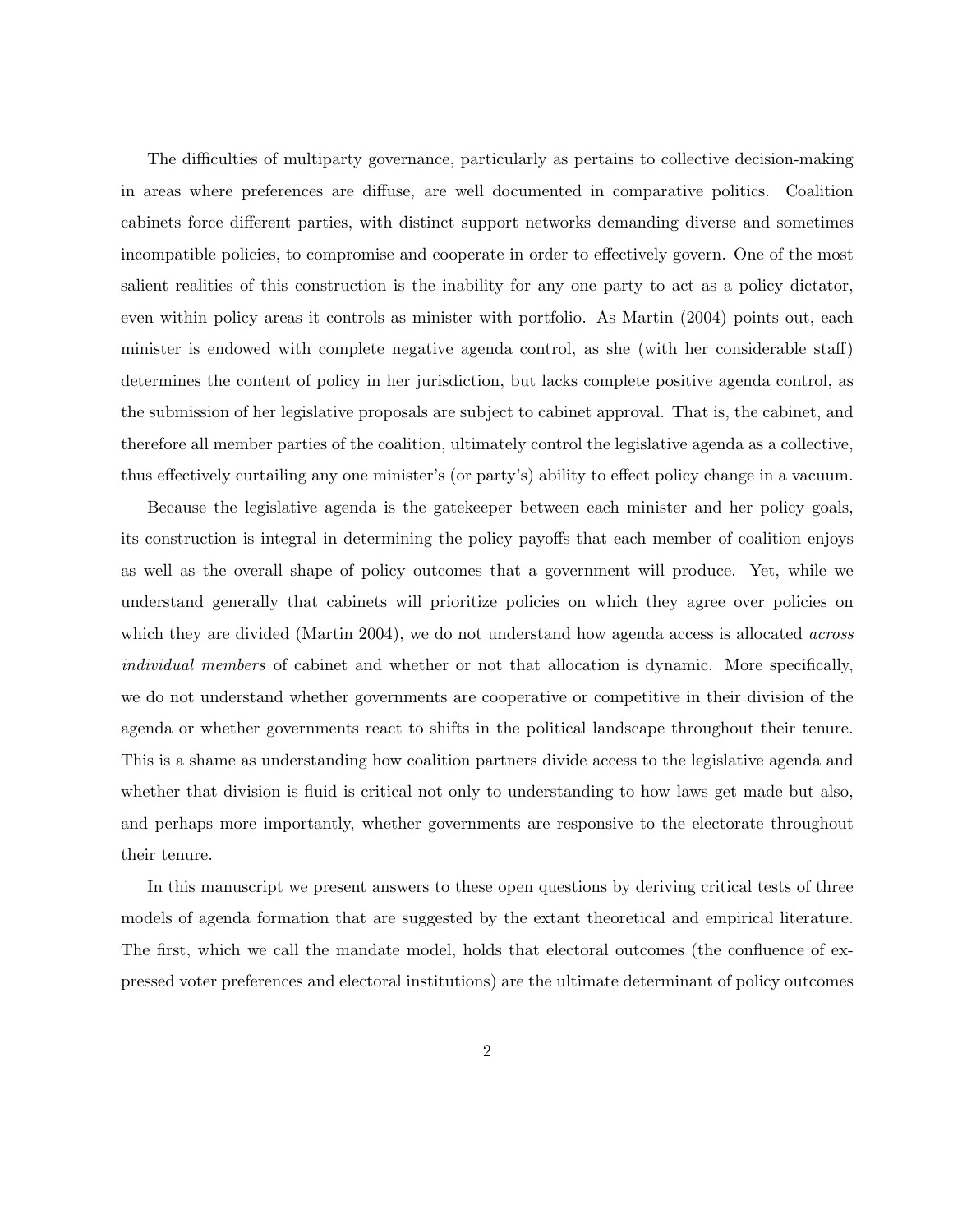The difficulties of multiparty governance, particularly as pertains to collective decision-making in areas where preferences are diffuse, are well documented in comparative politics. Coalition cabinets force different parties, with distinct support networks demanding diverse and sometimes incompatible policies, to compromise and cooperate in order to effectively govern. One of the most salient realities of this construction is the inability for any one party to act as a policy dictator, even within policy areas it controls as minister with portfolio. As Martin (2004) points out, each minister is endowed with complete negative agenda control, as she (with her considerable staff) determines the content of policy in her jurisdiction, but lacks complete positive agenda control, as the submission of her legislative proposals are subject to cabinet approval. That is, the cabinet, and therefore all member parties of the coalition, ultimately control the legislative agenda as a collective, thus effectively curtailing any one minister's (or party's) ability to effect policy change in a vacuum.

Because the legislative agenda is the gatekeeper between each minister and her policy goals, its construction is integral in determining the policy payoffs that each member of coalition enjoys as well as the overall shape of policy outcomes that a government will produce. Yet, while we understand generally that cabinets will prioritize policies on which they agree over policies on which they are divided (Martin 2004), we do not understand how agenda access is allocated *across individual members* of cabinet and whether or not that allocation is dynamic. More specifically, we do not understand whether governments are cooperative or competitive in their division of the agenda or whether governments react to shifts in the political landscape throughout their tenure. This is a shame as understanding how coalition partners divide access to the legislative agenda and whether that division is fluid is critical not only to understanding to how laws get made but also, and perhaps more importantly, whether governments are responsive to the electorate throughout their tenure.

In this manuscript we present answers to these open questions by deriving critical tests of three models of agenda formation that are suggested by the extant theoretical and empirical literature. The first, which we call the mandate model, holds that electoral outcomes (the confluence of expressed voter preferences and electoral institutions) are the ultimate determinant of policy outcomes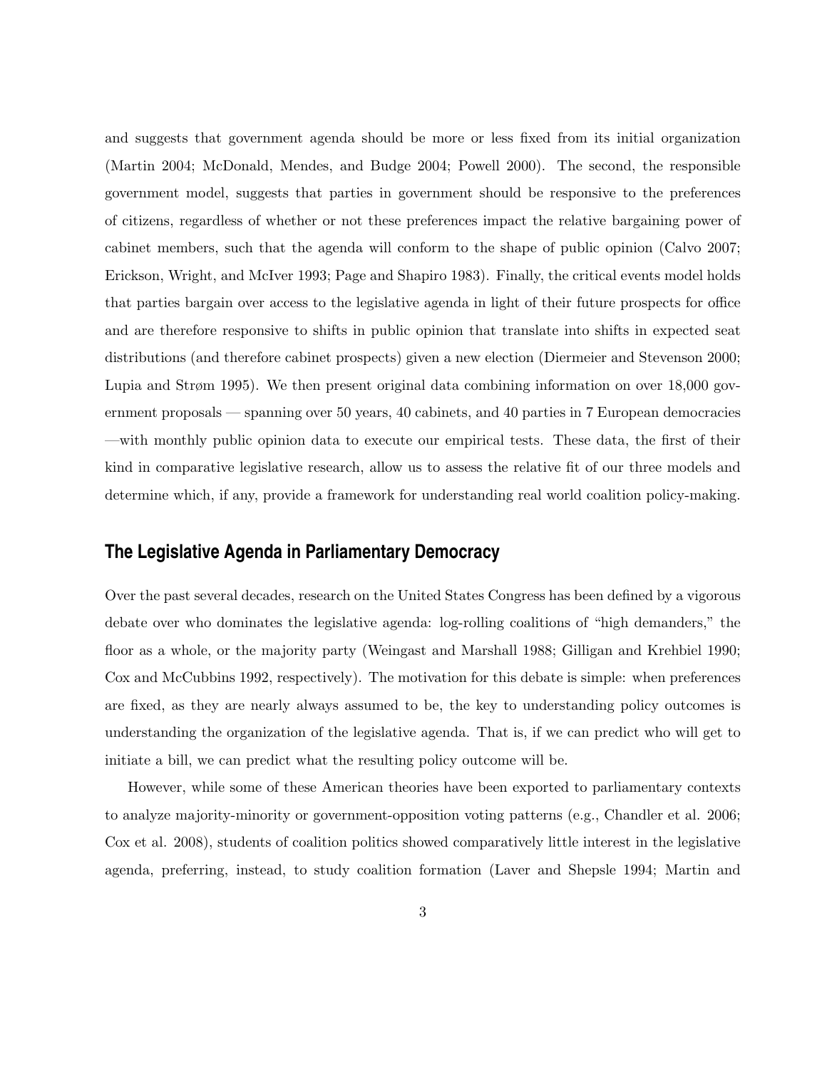and suggests that government agenda should be more or less fixed from its initial organization (Martin 2004; McDonald, Mendes, and Budge 2004; Powell 2000). The second, the responsible government model, suggests that parties in government should be responsive to the preferences of citizens, regardless of whether or not these preferences impact the relative bargaining power of cabinet members, such that the agenda will conform to the shape of public opinion (Calvo 2007; Erickson, Wright, and McIver 1993; Page and Shapiro 1983). Finally, the critical events model holds that parties bargain over access to the legislative agenda in light of their future prospects for office and are therefore responsive to shifts in public opinion that translate into shifts in expected seat distributions (and therefore cabinet prospects) given a new election (Diermeier and Stevenson 2000; Lupia and Strøm 1995). We then present original data combining information on over 18,000 government proposals — spanning over 50 years, 40 cabinets, and 40 parties in 7 European democracies —with monthly public opinion data to execute our empirical tests. These data, the first of their kind in comparative legislative research, allow us to assess the relative fit of our three models and determine which, if any, provide a framework for understanding real world coalition policy-making.

## The Legislative Agenda in Parliamentary Democracy

Over the past several decades, research on the United States Congress has been defined by a vigorous debate over who dominates the legislative agenda: log-rolling coalitions of "high demanders," the floor as a whole, or the majority party (Weingast and Marshall 1988; Gilligan and Krehbiel 1990; Cox and McCubbins 1992, respectively). The motivation for this debate is simple: when preferences are fixed, as they are nearly always assumed to be, the key to understanding policy outcomes is understanding the organization of the legislative agenda. That is, if we can predict who will get to initiate a bill, we can predict what the resulting policy outcome will be.

However, while some of these American theories have been exported to parliamentary contexts to analyze majority-minority or government-opposition voting patterns (e.g., Chandler et al. 2006; Cox et al. 2008), students of coalition politics showed comparatively little interest in the legislative agenda, preferring, instead, to study coalition formation (Laver and Shepsle 1994; Martin and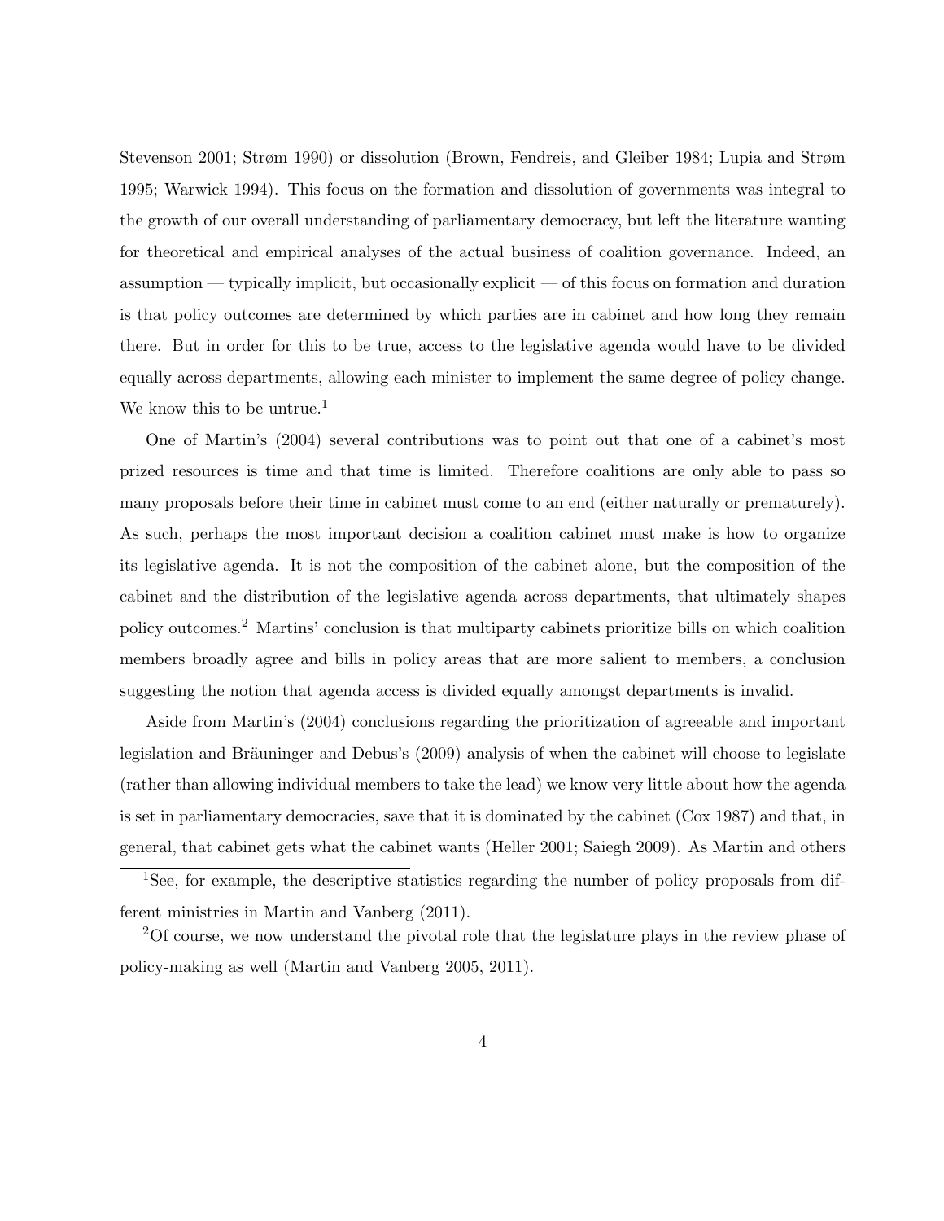Stevenson 2001; Strøm 1990) or dissolution (Brown, Fendreis, and Gleiber 1984; Lupia and Strøm 1995; Warwick 1994). This focus on the formation and dissolution of governments was integral to the growth of our overall understanding of parliamentary democracy, but left the literature wanting for theoretical and empirical analyses of the actual business of coalition governance. Indeed, an assumption — typically implicit, but occasionally explicit — of this focus on formation and duration is that policy outcomes are determined by which parties are in cabinet and how long they remain there. But in order for this to be true, access to the legislative agenda would have to be divided equally across departments, allowing each minister to implement the same degree of policy change. We know this to be untrue.[1]

One of Martin's (2004) several contributions was to point out that one of a cabinet's most prized resources is time and that time is limited. Therefore coalitions are only able to pass so many proposals before their time in cabinet must come to an end (either naturally or prematurely). As such, perhaps the most important decision a coalition cabinet must make is how to organize its legislative agenda. It is not the composition of the cabinet alone, but the composition of the cabinet and the distribution of the legislative agenda across departments, that ultimately shapes policy outcomes.[2] Martins' conclusion is that multiparty cabinets prioritize bills on which coalition members broadly agree and bills in policy areas that are more salient to members, a conclusion suggesting the notion that agenda access is divided equally amongst departments is invalid.

Aside from Martin's (2004) conclusions regarding the prioritization of agreeable and important legislation and Bräuninger and Debus's (2009) analysis of when the cabinet will choose to legislate (rather than allowing individual members to take the lead) we know very little about how the agenda is set in parliamentary democracies, save that it is dominated by the cabinet (Cox 1987) and that, in general, that cabinet gets what the cabinet wants (Heller 2001; Saiegh 2009). As Martin and others

[1] See, for example, the descriptive statistics regarding the number of policy proposals from different ministries in Martin and Vanberg (2011).

[2] Of course, we now understand the pivotal role that the legislature plays in the review phase of policy-making as well (Martin and Vanberg 2005, 2011).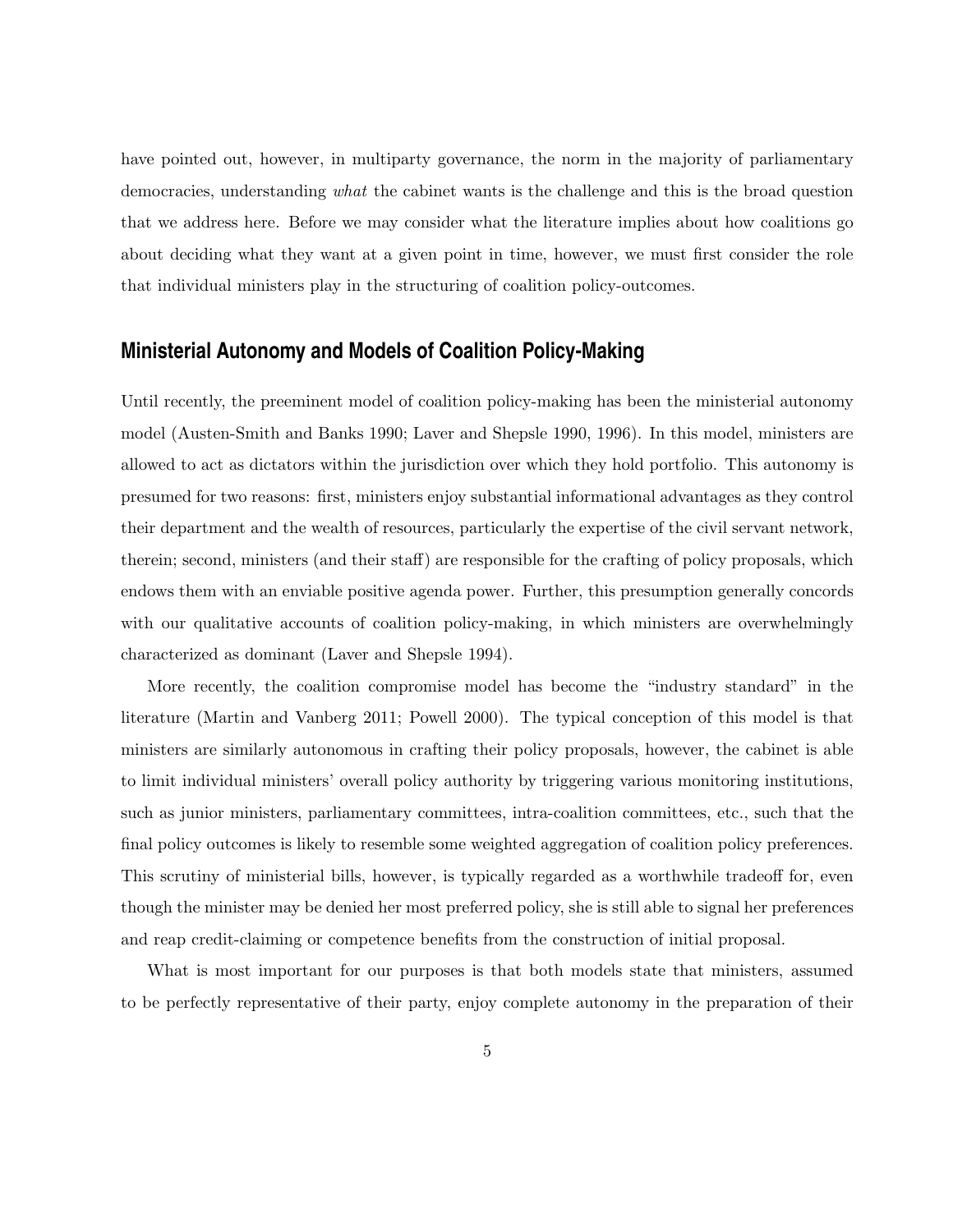have pointed out, however, in multiparty governance, the norm in the majority of parliamentary democracies, understanding *what* the cabinet wants is the challenge and this is the broad question that we address here. Before we may consider what the literature implies about how coalitions go about deciding what they want at a given point in time, however, we must first consider the role that individual ministers play in the structuring of coalition policy-outcomes.

## Ministerial Autonomy and Models of Coalition Policy-Making

Until recently, the preeminent model of coalition policy-making has been the ministerial autonomy model (Austen-Smith and Banks 1990; Laver and Shepsle 1990, 1996). In this model, ministers are allowed to act as dictators within the jurisdiction over which they hold portfolio. This autonomy is presumed for two reasons: first, ministers enjoy substantial informational advantages as they control their department and the wealth of resources, particularly the expertise of the civil servant network, therein; second, ministers (and their staff) are responsible for the crafting of policy proposals, which endows them with an enviable positive agenda power. Further, this presumption generally concords with our qualitative accounts of coalition policy-making, in which ministers are overwhelmingly characterized as dominant (Laver and Shepsle 1994).

More recently, the coalition compromise model has become the "industry standard" in the literature (Martin and Vanberg 2011; Powell 2000). The typical conception of this model is that ministers are similarly autonomous in crafting their policy proposals, however, the cabinet is able to limit individual ministers' overall policy authority by triggering various monitoring institutions, such as junior ministers, parliamentary committees, intra-coalition committees, etc., such that the final policy outcomes is likely to resemble some weighted aggregation of coalition policy preferences. This scrutiny of ministerial bills, however, is typically regarded as a worthwhile tradeoff for, even though the minister may be denied her most preferred policy, she is still able to signal her preferences and reap credit-claiming or competence benefits from the construction of initial proposal.

What is most important for our purposes is that both models state that ministers, assumed to be perfectly representative of their party, enjoy complete autonomy in the preparation of their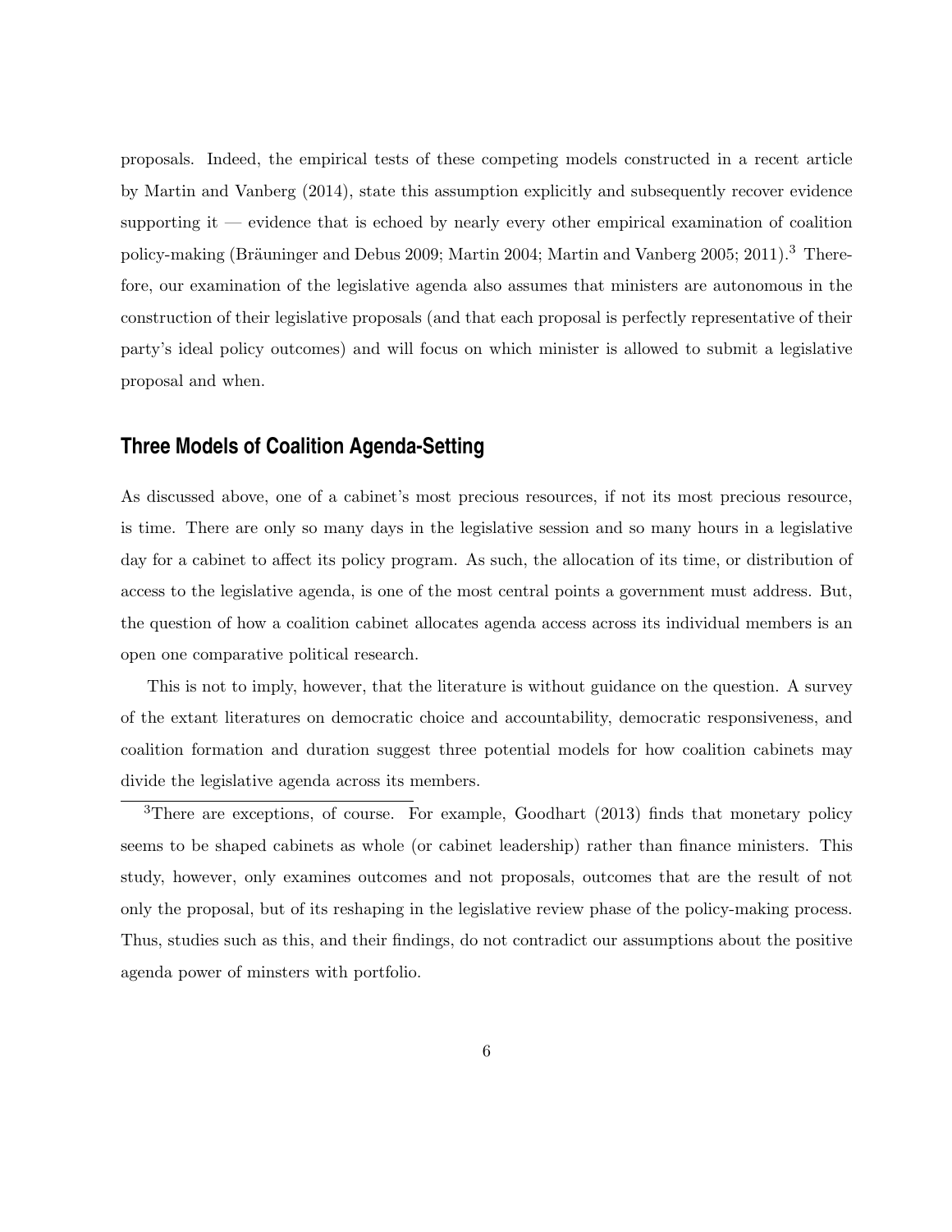proposals. Indeed, the empirical tests of these competing models constructed in a recent article by Martin and Vanberg (2014), state this assumption explicitly and subsequently recover evidence supporting it — evidence that is echoed by nearly every other empirical examination of coalition policy-making (Bräuninger and Debus 2009; Martin 2004; Martin and Vanberg 2005; 2011).[3] Therefore, our examination of the legislative agenda also assumes that ministers are autonomous in the construction of their legislative proposals (and that each proposal is perfectly representative of their party's ideal policy outcomes) and will focus on which minister is allowed to submit a legislative proposal and when.

## Three Models of Coalition Agenda-Setting

As discussed above, one of a cabinet's most precious resources, if not its most precious resource, is time. There are only so many days in the legislative session and so many hours in a legislative day for a cabinet to affect its policy program. As such, the allocation of its time, or distribution of access to the legislative agenda, is one of the most central points a government must address. But, the question of how a coalition cabinet allocates agenda access across its individual members is an open one comparative political research.

This is not to imply, however, that the literature is without guidance on the question. A survey of the extant literatures on democratic choice and accountability, democratic responsiveness, and coalition formation and duration suggest three potential models for how coalition cabinets may divide the legislative agenda across its members.

[3]There are exceptions, of course. For example, Goodhart (2013) finds that monetary policy seems to be shaped cabinets as whole (or cabinet leadership) rather than finance ministers. This study, however, only examines outcomes and not proposals, outcomes that are the result of not only the proposal, but of its reshaping in the legislative review phase of the policy-making process. Thus, studies such as this, and their findings, do not contradict our assumptions about the positive agenda power of minsters with portfolio.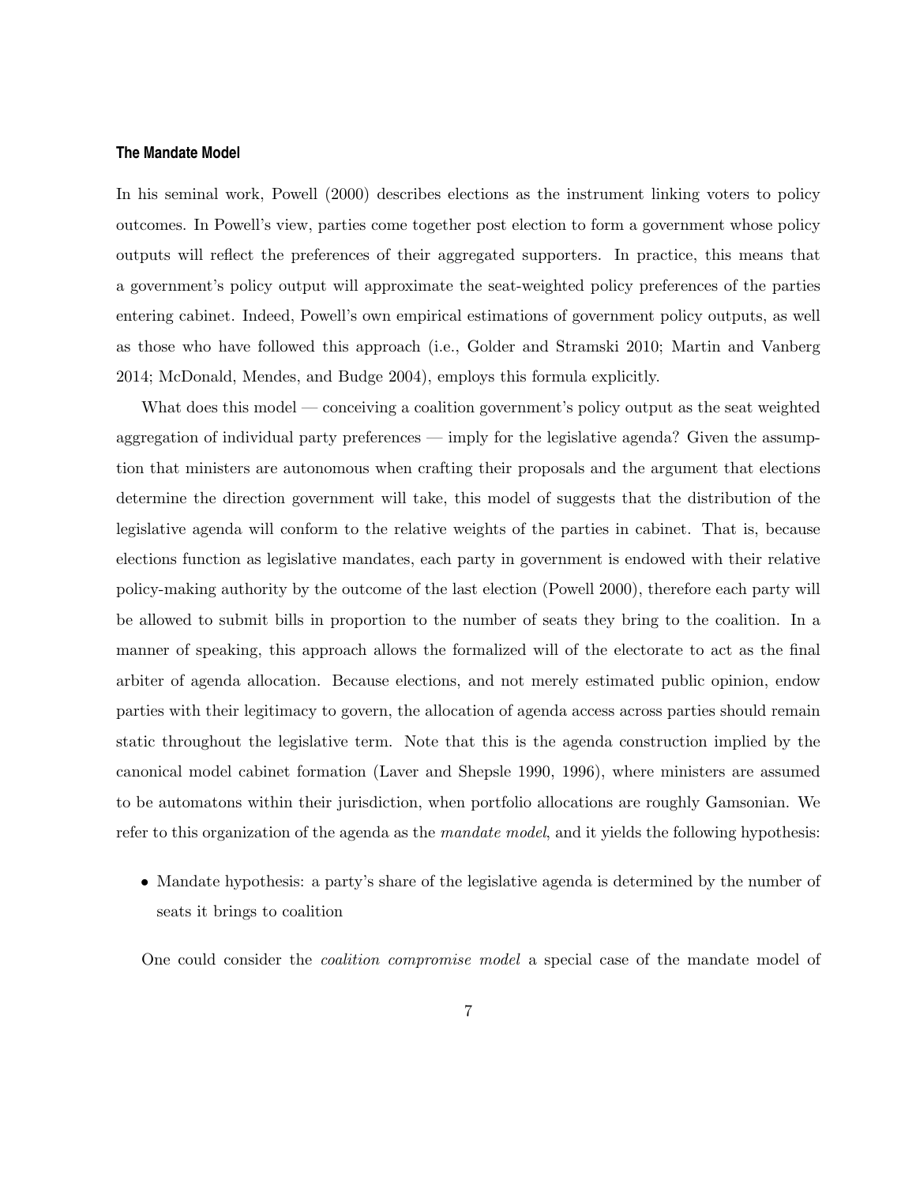### The Mandate Model

In his seminal work, Powell (2000) describes elections as the instrument linking voters to policy outcomes. In Powell's view, parties come together post election to form a government whose policy outputs will reflect the preferences of their aggregated supporters. In practice, this means that a government's policy output will approximate the seat-weighted policy preferences of the parties entering cabinet. Indeed, Powell's own empirical estimations of government policy outputs, as well as those who have followed this approach (i.e., Golder and Stramski 2010; Martin and Vanberg 2014; McDonald, Mendes, and Budge 2004), employs this formula explicitly.

What does this model — conceiving a coalition government's policy output as the seat weighted aggregation of individual party preferences — imply for the legislative agenda? Given the assumption that ministers are autonomous when crafting their proposals and the argument that elections determine the direction government will take, this model of suggests that the distribution of the legislative agenda will conform to the relative weights of the parties in cabinet. That is, because elections function as legislative mandates, each party in government is endowed with their relative policy-making authority by the outcome of the last election (Powell 2000), therefore each party will be allowed to submit bills in proportion to the number of seats they bring to the coalition. In a manner of speaking, this approach allows the formalized will of the electorate to act as the final arbiter of agenda allocation. Because elections, and not merely estimated public opinion, endow parties with their legitimacy to govern, the allocation of agenda access across parties should remain static throughout the legislative term. Note that this is the agenda construction implied by the canonical model cabinet formation (Laver and Shepsle 1990, 1996), where ministers are assumed to be automatons within their jurisdiction, when portfolio allocations are roughly Gamsonian. We refer to this organization of the agenda as the *mandate model*, and it yields the following hypothesis:

- Mandate hypothesis: a party's share of the legislative agenda is determined by the number of seats it brings to coalition

One could consider the *coalition compromise model* a special case of the mandate model of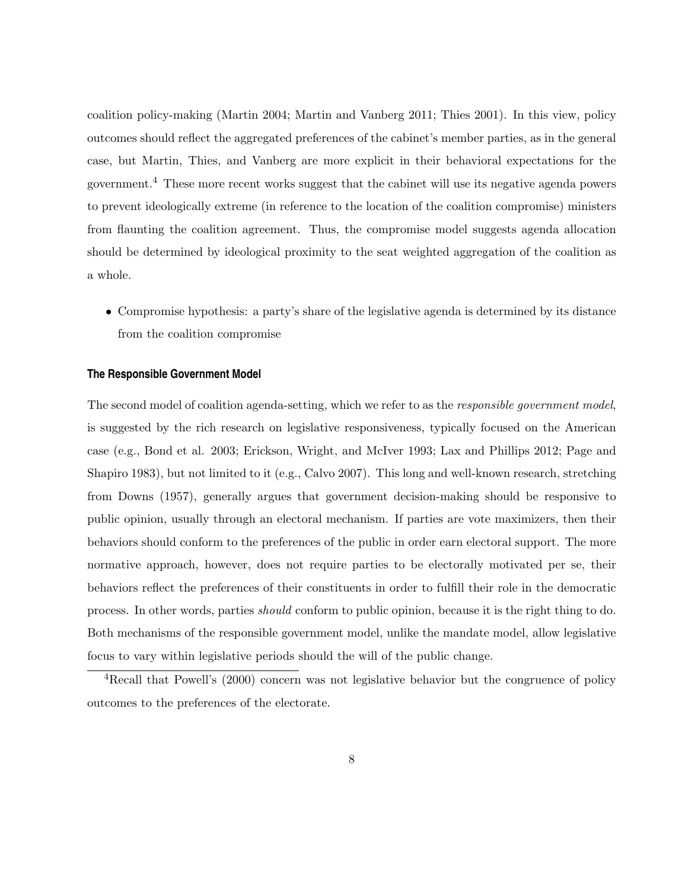coalition policy-making (Martin 2004; Martin and Vanberg 2011; Thies 2001). In this view, policy outcomes should reflect the aggregated preferences of the cabinet's member parties, as in the general case, but Martin, Thies, and Vanberg are more explicit in their behavioral expectations for the government.[4] These more recent works suggest that the cabinet will use its negative agenda powers to prevent ideologically extreme (in reference to the location of the coalition compromise) ministers from flaunting the coalition agreement. Thus, the compromise model suggests agenda allocation should be determined by ideological proximity to the seat weighted aggregation of the coalition as a whole.

- Compromise hypothesis: a party's share of the legislative agenda is determined by its distance from the coalition compromise

### The Responsible Government Model

The second model of coalition agenda-setting, which we refer to as the *responsible government model*, is suggested by the rich research on legislative responsiveness, typically focused on the American case (e.g., Bond et al. 2003; Erickson, Wright, and McIver 1993; Lax and Phillips 2012; Page and Shapiro 1983), but not limited to it (e.g., Calvo 2007). This long and well-known research, stretching from Downs (1957), generally argues that government decision-making should be responsive to public opinion, usually through an electoral mechanism. If parties are vote maximizers, then their behaviors should conform to the preferences of the public in order earn electoral support. The more normative approach, however, does not require parties to be electorally motivated per se, their behaviors reflect the preferences of their constituents in order to fulfill their role in the democratic process. In other words, parties *should* conform to public opinion, because it is the right thing to do. Both mechanisms of the responsible government model, unlike the mandate model, allow legislative focus to vary within legislative periods should the will of the public change.

[4]Recall that Powell's (2000) concern was not legislative behavior but the congruence of policy outcomes to the preferences of the electorate.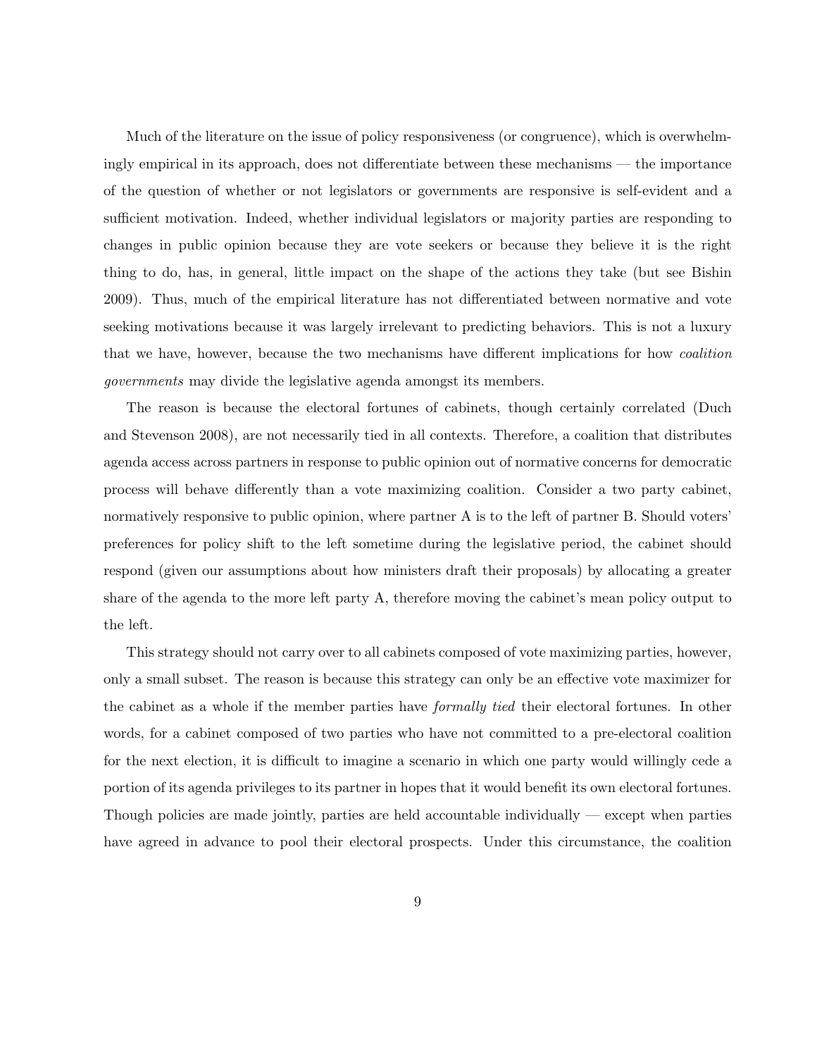Much of the literature on the issue of policy responsiveness (or congruence), which is overwhelmingly empirical in its approach, does not differentiate between these mechanisms — the importance of the question of whether or not legislators or governments are responsive is self-evident and a sufficient motivation. Indeed, whether individual legislators or majority parties are responding to changes in public opinion because they are vote seekers or because they believe it is the right thing to do, has, in general, little impact on the shape of the actions they take (but see Bishin 2009). Thus, much of the empirical literature has not differentiated between normative and vote seeking motivations because it was largely irrelevant to predicting behaviors. This is not a luxury that we have, however, because the two mechanisms have different implications for how *coalition governments* may divide the legislative agenda amongst its members.

The reason is because the electoral fortunes of cabinets, though certainly correlated (Duch and Stevenson 2008), are not necessarily tied in all contexts. Therefore, a coalition that distributes agenda access across partners in response to public opinion out of normative concerns for democratic process will behave differently than a vote maximizing coalition. Consider a two party cabinet, normatively responsive to public opinion, where partner A is to the left of partner B. Should voters' preferences for policy shift to the left sometime during the legislative period, the cabinet should respond (given our assumptions about how ministers draft their proposals) by allocating a greater share of the agenda to the more left party A, therefore moving the cabinet's mean policy output to the left.

This strategy should not carry over to all cabinets composed of vote maximizing parties, however, only a small subset. The reason is because this strategy can only be an effective vote maximizer for the cabinet as a whole if the member parties have *formally tied* their electoral fortunes. In other words, for a cabinet composed of two parties who have not committed to a pre-electoral coalition for the next election, it is difficult to imagine a scenario in which one party would willingly cede a portion of its agenda privileges to its partner in hopes that it would benefit its own electoral fortunes. Though policies are made jointly, parties are held accountable individually — except when parties have agreed in advance to pool their electoral prospects. Under this circumstance, the coalition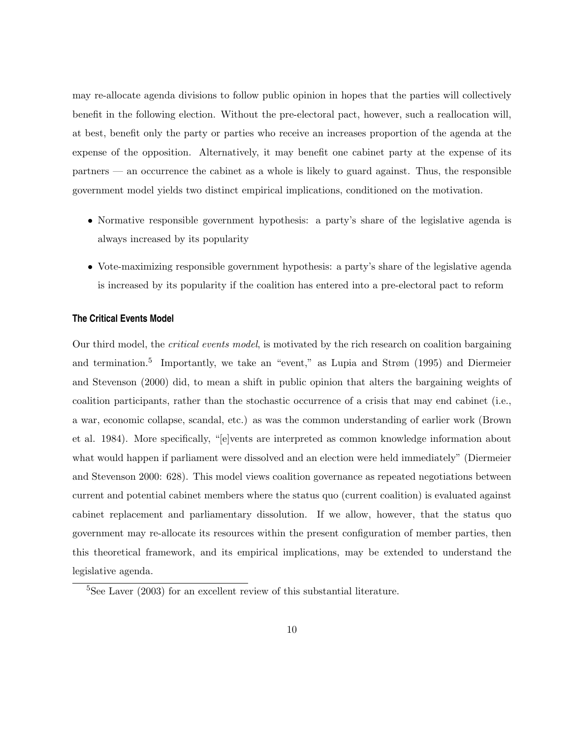may re-allocate agenda divisions to follow public opinion in hopes that the parties will collectively benefit in the following election. Without the pre-electoral pact, however, such a reallocation will, at best, benefit only the party or parties who receive an increases proportion of the agenda at the expense of the opposition. Alternatively, it may benefit one cabinet party at the expense of its partners — an occurrence the cabinet as a whole is likely to guard against. Thus, the responsible government model yields two distinct empirical implications, conditioned on the motivation.

- Normative responsible government hypothesis: a party's share of the legislative agenda is always increased by its popularity
- Vote-maximizing responsible government hypothesis: a party's share of the legislative agenda is increased by its popularity if the coalition has entered into a pre-electoral pact to reform

### The Critical Events Model

Our third model, the *critical events model*, is motivated by the rich research on coalition bargaining and termination.[5] Importantly, we take an "event," as Lupia and Strøm (1995) and Diermeier and Stevenson (2000) did, to mean a shift in public opinion that alters the bargaining weights of coalition participants, rather than the stochastic occurrence of a crisis that may end cabinet (i.e., a war, economic collapse, scandal, etc.) as was the common understanding of earlier work (Brown et al. 1984). More specifically, "[e]vents are interpreted as common knowledge information about what would happen if parliament were dissolved and an election were held immediately" (Diermeier and Stevenson 2000: 628). This model views coalition governance as repeated negotiations between current and potential cabinet members where the status quo (current coalition) is evaluated against cabinet replacement and parliamentary dissolution. If we allow, however, that the status quo government may re-allocate its resources within the present configuration of member parties, then this theoretical framework, and its empirical implications, may be extended to understand the legislative agenda.

[5] See Laver (2003) for an excellent review of this substantial literature.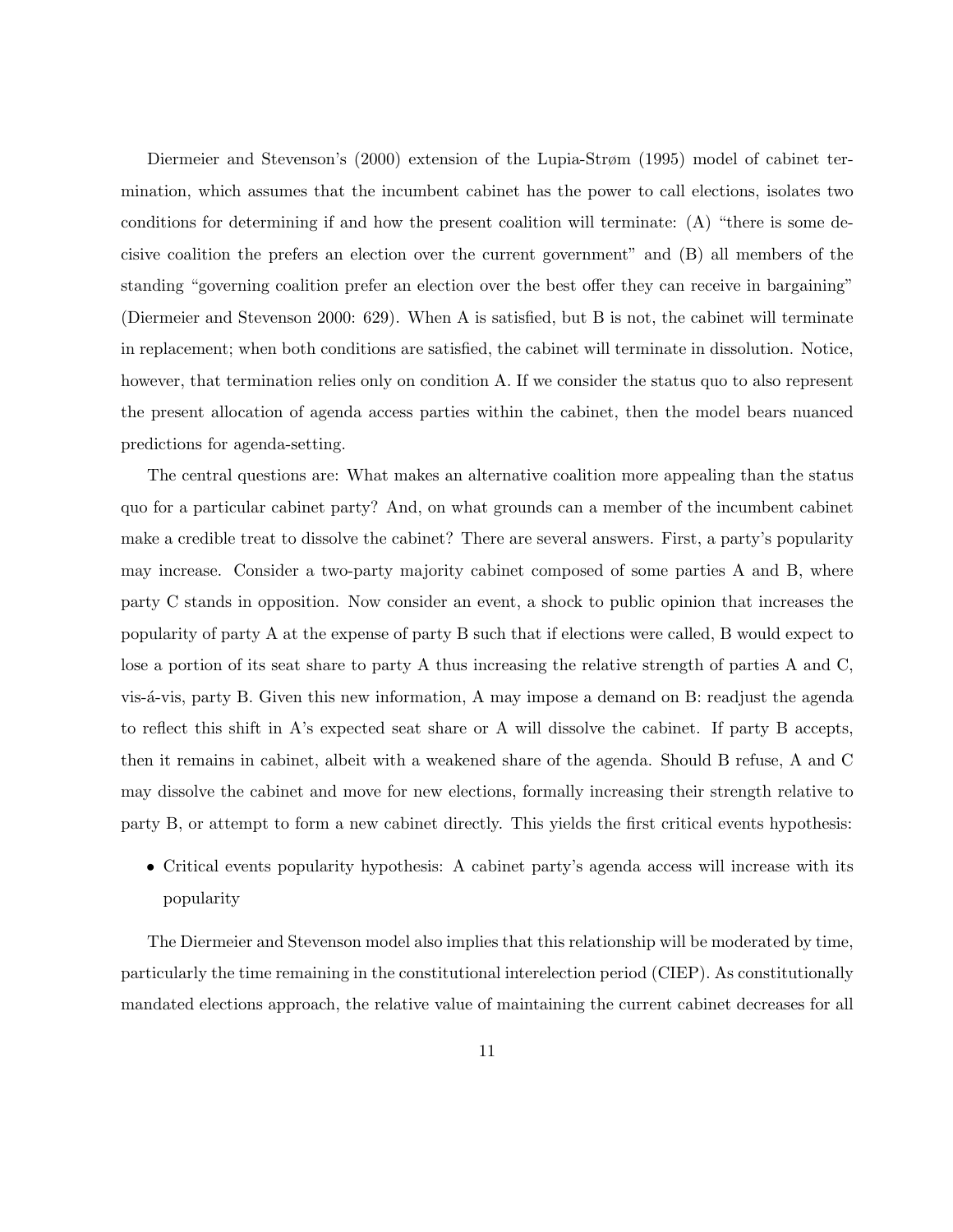Diermeier and Stevenson's (2000) extension of the Lupia-Strøm (1995) model of cabinet termination, which assumes that the incumbent cabinet has the power to call elections, isolates two conditions for determining if and how the present coalition will terminate: (A) "there is some decisive coalition the prefers an election over the current government" and (B) all members of the standing "governing coalition prefer an election over the best offer they can receive in bargaining" (Diermeier and Stevenson 2000: 629). When A is satisfied, but B is not, the cabinet will terminate in replacement; when both conditions are satisfied, the cabinet will terminate in dissolution. Notice, however, that termination relies only on condition A. If we consider the status quo to also represent the present allocation of agenda access parties within the cabinet, then the model bears nuanced predictions for agenda-setting.

The central questions are: What makes an alternative coalition more appealing than the status quo for a particular cabinet party? And, on what grounds can a member of the incumbent cabinet make a credible treat to dissolve the cabinet? There are several answers. First, a party's popularity may increase. Consider a two-party majority cabinet composed of some parties A and B, where party C stands in opposition. Now consider an event, a shock to public opinion that increases the popularity of party A at the expense of party B such that if elections were called, B would expect to lose a portion of its seat share to party A thus increasing the relative strength of parties A and C, vis-á-vis, party B. Given this new information, A may impose a demand on B: readjust the agenda to reflect this shift in A's expected seat share or A will dissolve the cabinet. If party B accepts, then it remains in cabinet, albeit with a weakened share of the agenda. Should B refuse, A and C may dissolve the cabinet and move for new elections, formally increasing their strength relative to party B, or attempt to form a new cabinet directly. This yields the first critical events hypothesis:

- Critical events popularity hypothesis: A cabinet party's agenda access will increase with its popularity

The Diermeier and Stevenson model also implies that this relationship will be moderated by time, particularly the time remaining in the constitutional interelection period (CIEP). As constitutionally mandated elections approach, the relative value of maintaining the current cabinet decreases for all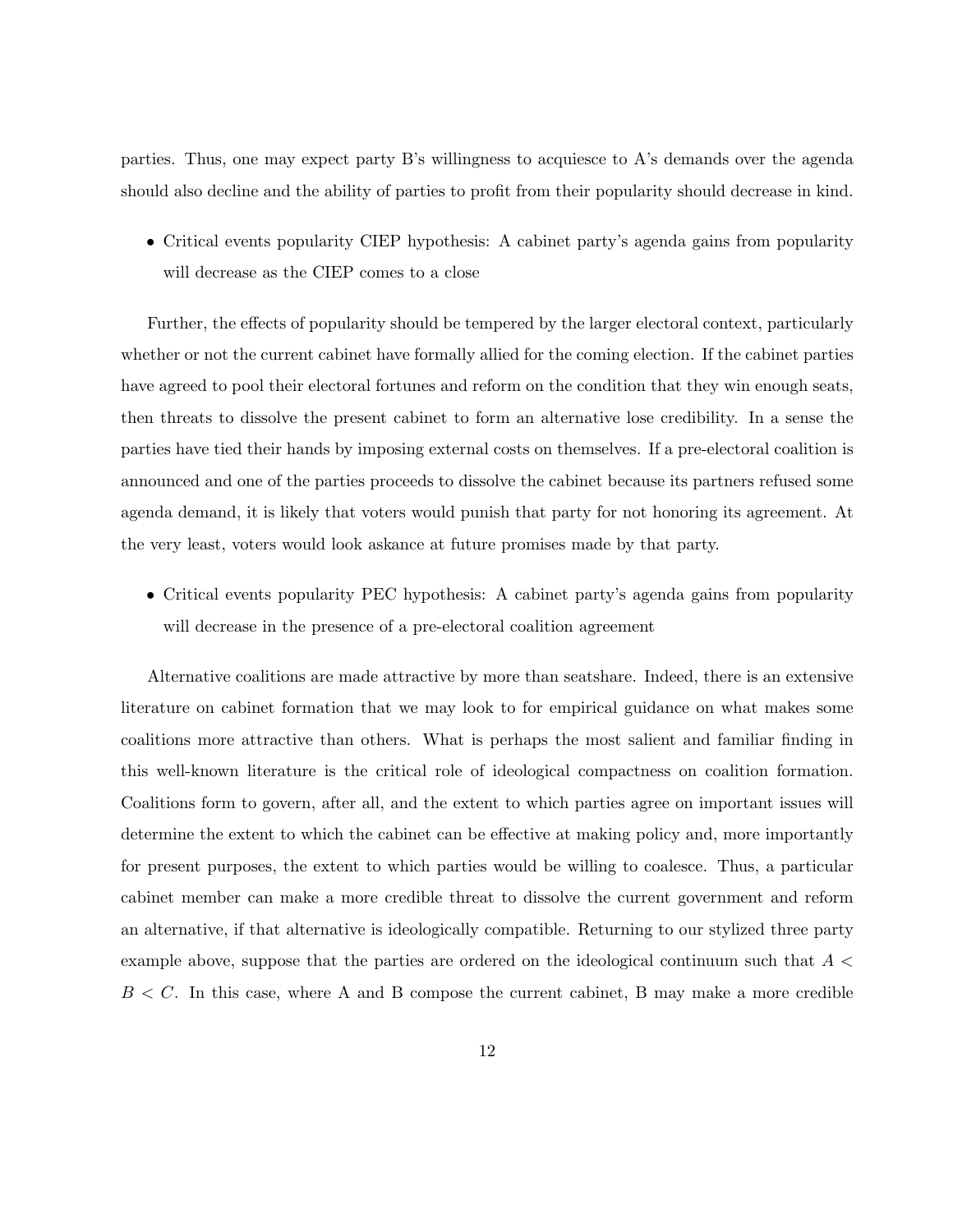parties. Thus, one may expect party B's willingness to acquiesce to A's demands over the agenda should also decline and the ability of parties to profit from their popularity should decrease in kind.

- Critical events popularity CIEP hypothesis: A cabinet party's agenda gains from popularity will decrease as the CIEP comes to a close

Further, the effects of popularity should be tempered by the larger electoral context, particularly whether or not the current cabinet have formally allied for the coming election. If the cabinet parties have agreed to pool their electoral fortunes and reform on the condition that they win enough seats, then threats to dissolve the present cabinet to form an alternative lose credibility. In a sense the parties have tied their hands by imposing external costs on themselves. If a pre-electoral coalition is announced and one of the parties proceeds to dissolve the cabinet because its partners refused some agenda demand, it is likely that voters would punish that party for not honoring its agreement. At the very least, voters would look askance at future promises made by that party.

- Critical events popularity PEC hypothesis: A cabinet party's agenda gains from popularity will decrease in the presence of a pre-electoral coalition agreement

Alternative coalitions are made attractive by more than seatshare. Indeed, there is an extensive literature on cabinet formation that we may look to for empirical guidance on what makes some coalitions more attractive than others. What is perhaps the most salient and familiar finding in this well-known literature is the critical role of ideological compactness on coalition formation. Coalitions form to govern, after all, and the extent to which parties agree on important issues will determine the extent to which the cabinet can be effective at making policy and, more importantly for present purposes, the extent to which parties would be willing to coalesce. Thus, a particular cabinet member can make a more credible threat to dissolve the current government and reform an alternative, if that alternative is ideologically compatible. Returning to our stylized three party example above, suppose that the parties are ordered on the ideological continuum such that $A < B < C$. In this case, where A and B compose the current cabinet, B may make a more credible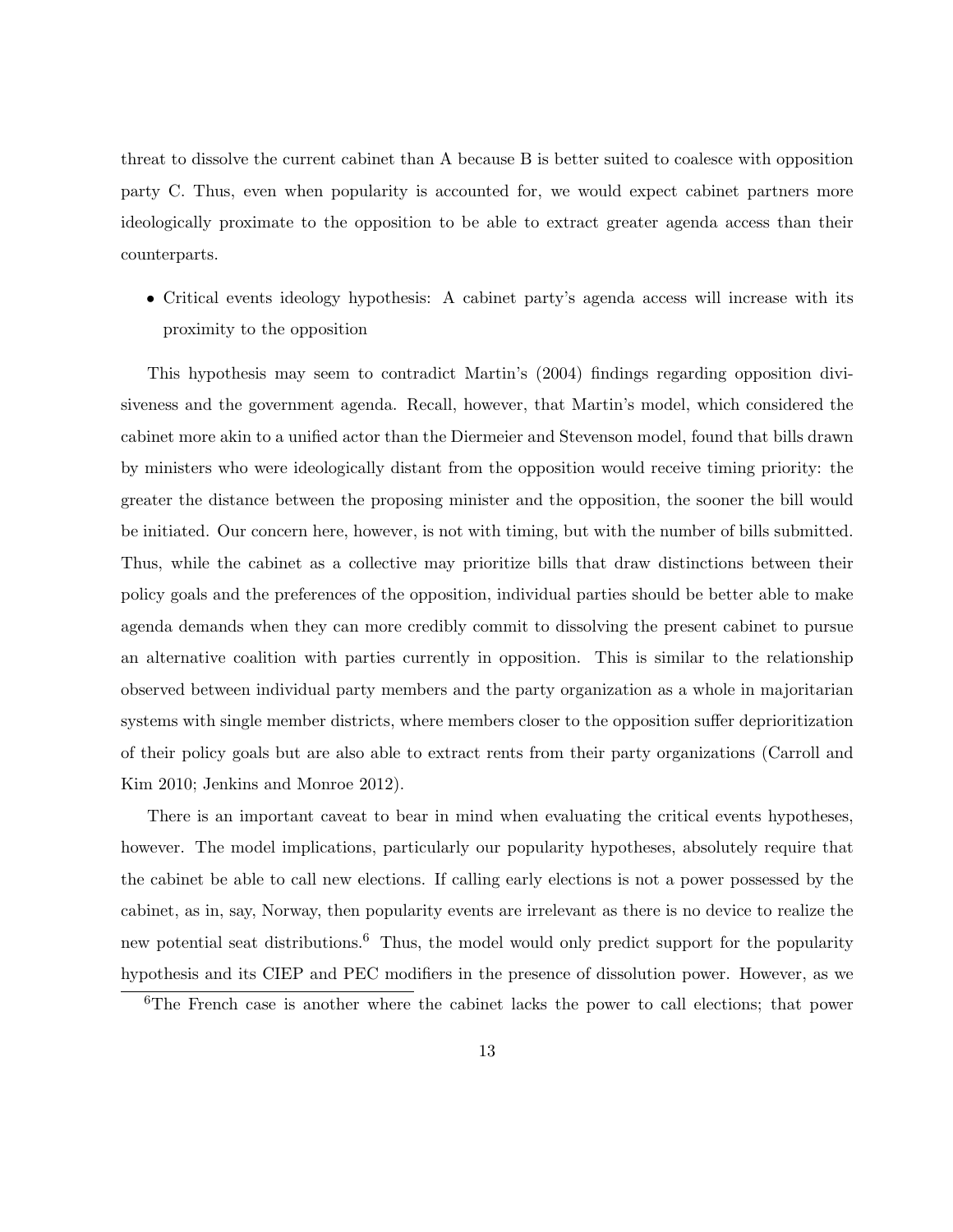threat to dissolve the current cabinet than A because B is better suited to coalesce with opposition party C. Thus, even when popularity is accounted for, we would expect cabinet partners more ideologically proximate to the opposition to be able to extract greater agenda access than their counterparts.

- Critical events ideology hypothesis: A cabinet party's agenda access will increase with its proximity to the opposition

This hypothesis may seem to contradict Martin's (2004) findings regarding opposition divisiveness and the government agenda. Recall, however, that Martin's model, which considered the cabinet more akin to a unified actor than the Diermeier and Stevenson model, found that bills drawn by ministers who were ideologically distant from the opposition would receive timing priority: the greater the distance between the proposing minister and the opposition, the sooner the bill would be initiated. Our concern here, however, is not with timing, but with the number of bills submitted. Thus, while the cabinet as a collective may prioritize bills that draw distinctions between their policy goals and the preferences of the opposition, individual parties should be better able to make agenda demands when they can more credibly commit to dissolving the present cabinet to pursue an alternative coalition with parties currently in opposition. This is similar to the relationship observed between individual party members and the party organization as a whole in majoritarian systems with single member districts, where members closer to the opposition suffer deprioritization of their policy goals but are also able to extract rents from their party organizations (Carroll and Kim 2010; Jenkins and Monroe 2012).

There is an important caveat to bear in mind when evaluating the critical events hypotheses, however. The model implications, particularly our popularity hypotheses, absolutely require that the cabinet be able to call new elections. If calling early elections is not a power possessed by the cabinet, as in, say, Norway, then popularity events are irrelevant as there is no device to realize the new potential seat distributions.[6] Thus, the model would only predict support for the popularity hypothesis and its CIEP and PEC modifiers in the presence of dissolution power. However, as we

[6] The French case is another where the cabinet lacks the power to call elections; that power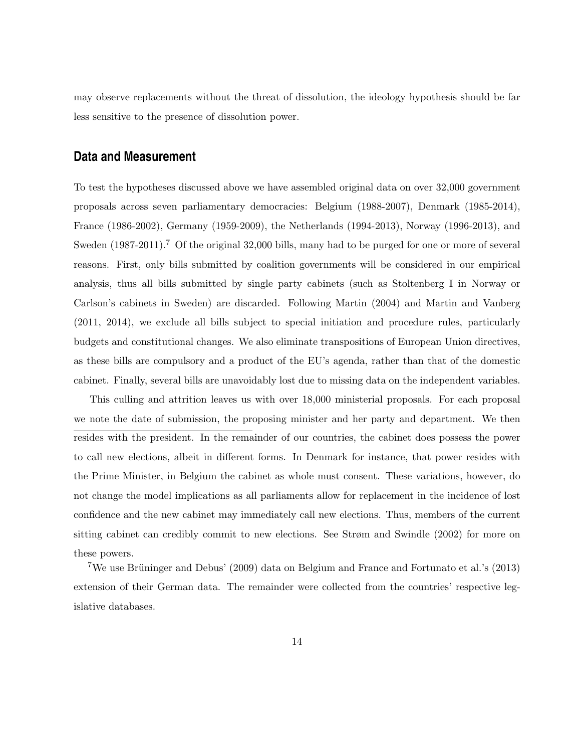may observe replacements without the threat of dissolution, the ideology hypothesis should be far less sensitive to the presence of dissolution power.

## Data and Measurement

To test the hypotheses discussed above we have assembled original data on over 32,000 government proposals across seven parliamentary democracies: Belgium (1988-2007), Denmark (1985-2014), France (1986-2002), Germany (1959-2009), the Netherlands (1994-2013), Norway (1996-2013), and Sweden (1987-2011).[7] Of the original 32,000 bills, many had to be purged for one or more of several reasons. First, only bills submitted by coalition governments will be considered in our empirical analysis, thus all bills submitted by single party cabinets (such as Stoltenberg I in Norway or Carlson's cabinets in Sweden) are discarded. Following Martin (2004) and Martin and Vanberg (2011, 2014), we exclude all bills subject to special initiation and procedure rules, particularly budgets and constitutional changes. We also eliminate transpositions of European Union directives, as these bills are compulsory and a product of the EU's agenda, rather than that of the domestic cabinet. Finally, several bills are unavoidably lost due to missing data on the independent variables.

This culling and attrition leaves us with over 18,000 ministerial proposals. For each proposal we note the date of submission, the proposing minister and her party and department. We then

---

resides with the president. In the remainder of our countries, the cabinet does possess the power to call new elections, albeit in different forms. In Denmark for instance, that power resides with the Prime Minister, in Belgium the cabinet as whole must consent. These variations, however, do not change the model implications as all parliaments allow for replacement in the incidence of lost confidence and the new cabinet may immediately call new elections. Thus, members of the current sitting cabinet can credibly commit to new elections. See Strøm and Swindle (2002) for more on these powers.

[7] We use Brüninger and Debus' (2009) data on Belgium and France and Fortunato et al.'s (2013) extension of their German data. The remainder were collected from the countries' respective legislative databases.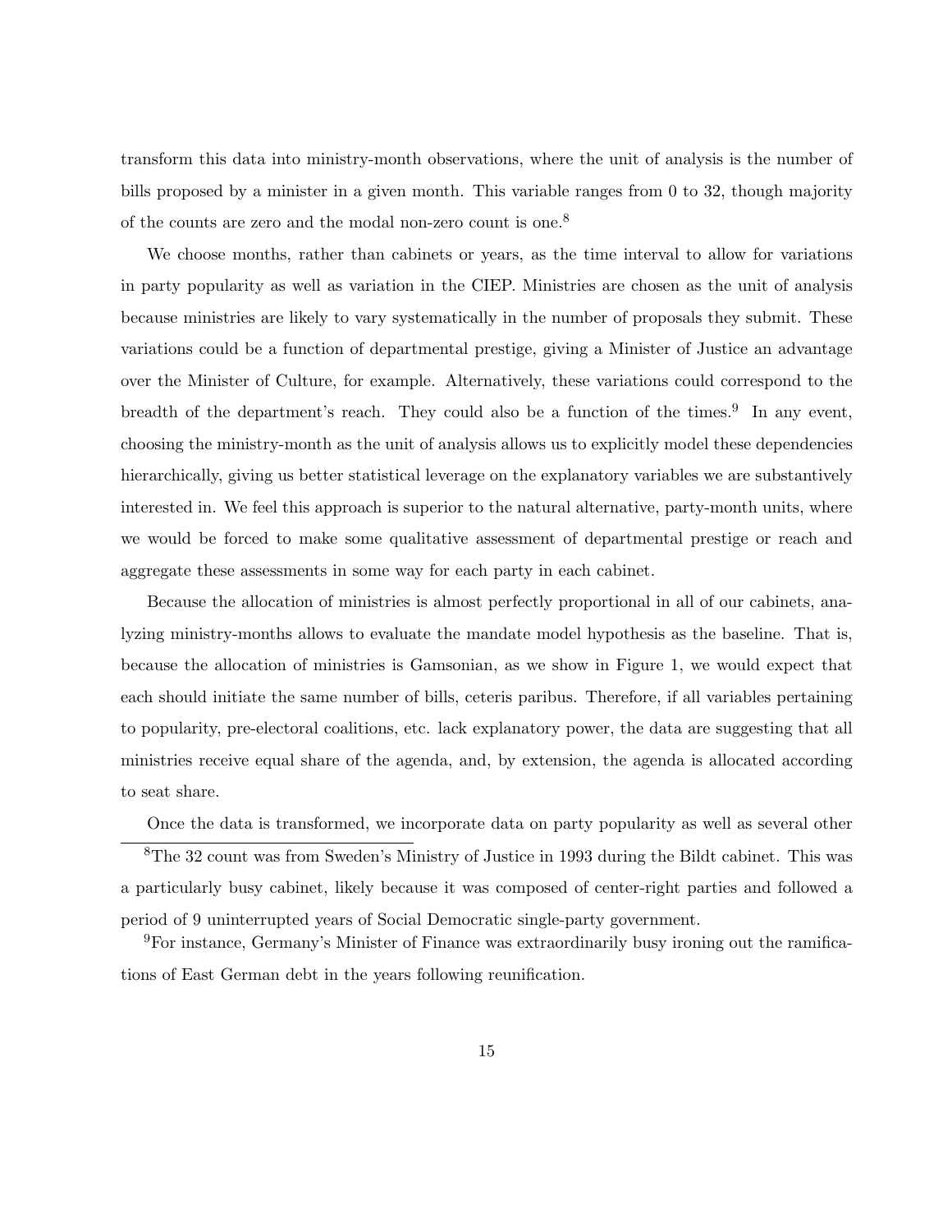transform this data into ministry-month observations, where the unit of analysis is the number of bills proposed by a minister in a given month. This variable ranges from 0 to 32, though majority of the counts are zero and the modal non-zero count is one.[8]

We choose months, rather than cabinets or years, as the time interval to allow for variations in party popularity as well as variation in the CIEP. Ministries are chosen as the unit of analysis because ministries are likely to vary systematically in the number of proposals they submit. These variations could be a function of departmental prestige, giving a Minister of Justice an advantage over the Minister of Culture, for example. Alternatively, these variations could correspond to the breadth of the department's reach. They could also be a function of the times.[9] In any event, choosing the ministry-month as the unit of analysis allows us to explicitly model these dependencies hierarchically, giving us better statistical leverage on the explanatory variables we are substantively interested in. We feel this approach is superior to the natural alternative, party-month units, where we would be forced to make some qualitative assessment of departmental prestige or reach and aggregate these assessments in some way for each party in each cabinet.

Because the allocation of ministries is almost perfectly proportional in all of our cabinets, analyzing ministry-months allows to evaluate the mandate model hypothesis as the baseline. That is, because the allocation of ministries is Gamsonian, as we show in Figure 1, we would expect that each should initiate the same number of bills, ceteris paribus. Therefore, if all variables pertaining to popularity, pre-electoral coalitions, etc. lack explanatory power, the data are suggesting that all ministries receive equal share of the agenda, and, by extension, the agenda is allocated according to seat share.

Once the data is transformed, we incorporate data on party popularity as well as several other

[8]The 32 count was from Sweden's Ministry of Justice in 1993 during the Bildt cabinet. This was a particularly busy cabinet, likely because it was composed of center-right parties and followed a period of 9 uninterrupted years of Social Democratic single-party government.

[9]For instance, Germany's Minister of Finance was extraordinarily busy ironing out the ramifications of East German debt in the years following reunification.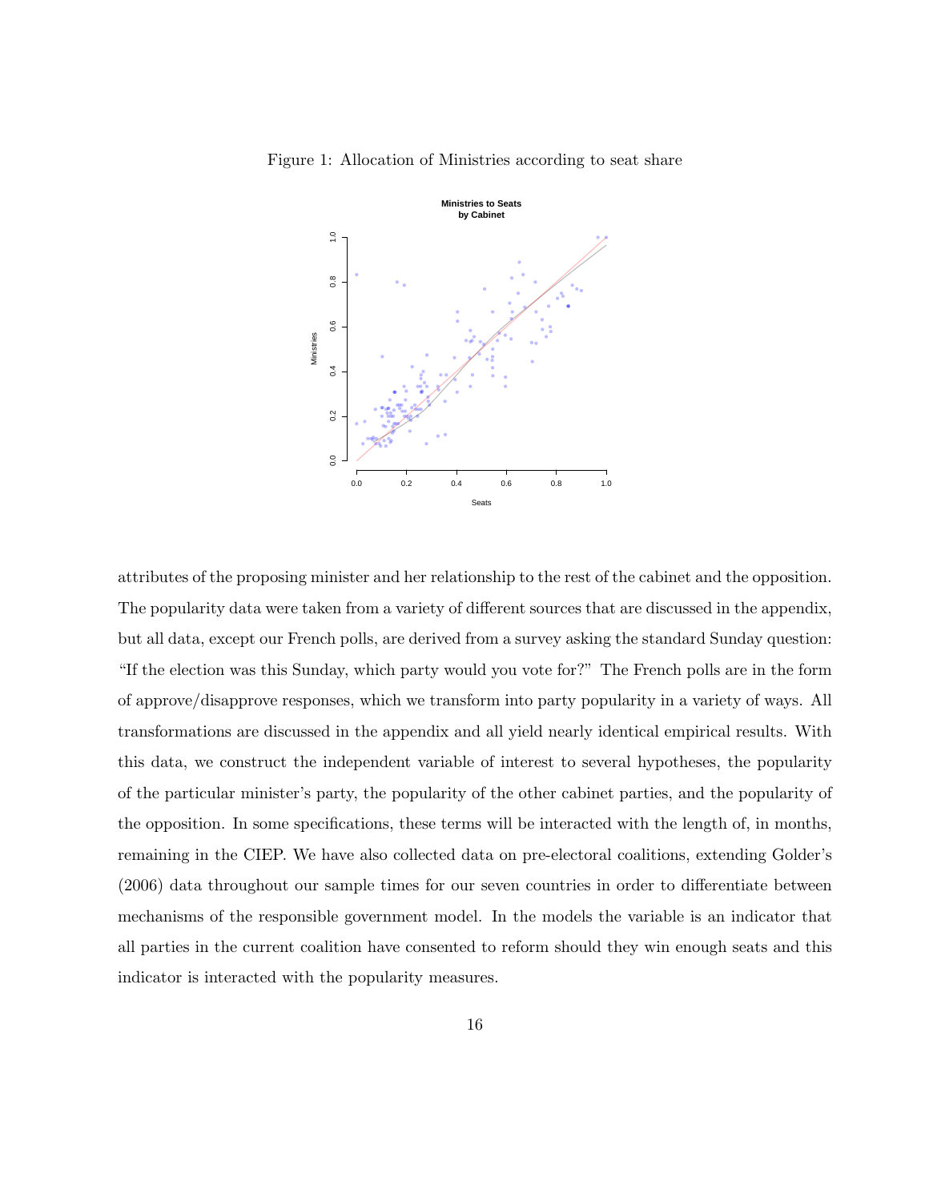Figure 1: Allocation of Ministries according to seat share

attributes of the proposing minister and her relationship to the rest of the cabinet and the opposition. The popularity data were taken from a variety of different sources that are discussed in the appendix, but all data, except our French polls, are derived from a survey asking the standard Sunday question: "If the election was this Sunday, which party would you vote for?" The French polls are in the form of approve/disapprove responses, which we transform into party popularity in a variety of ways. All transformations are discussed in the appendix and all yield nearly identical empirical results. With this data, we construct the independent variable of interest to several hypotheses, the popularity of the particular minister's party, the popularity of the other cabinet parties, and the popularity of the opposition. In some specifications, these terms will be interacted with the length of, in months, remaining in the CIEP. We have also collected data on pre-electoral coalitions, extending Golder's (2006) data throughout our sample times for our seven countries in order to differentiate between mechanisms of the responsible government model. In the models the variable is an indicator that all parties in the current coalition have consented to reform should they win enough seats and this indicator is interacted with the popularity measures.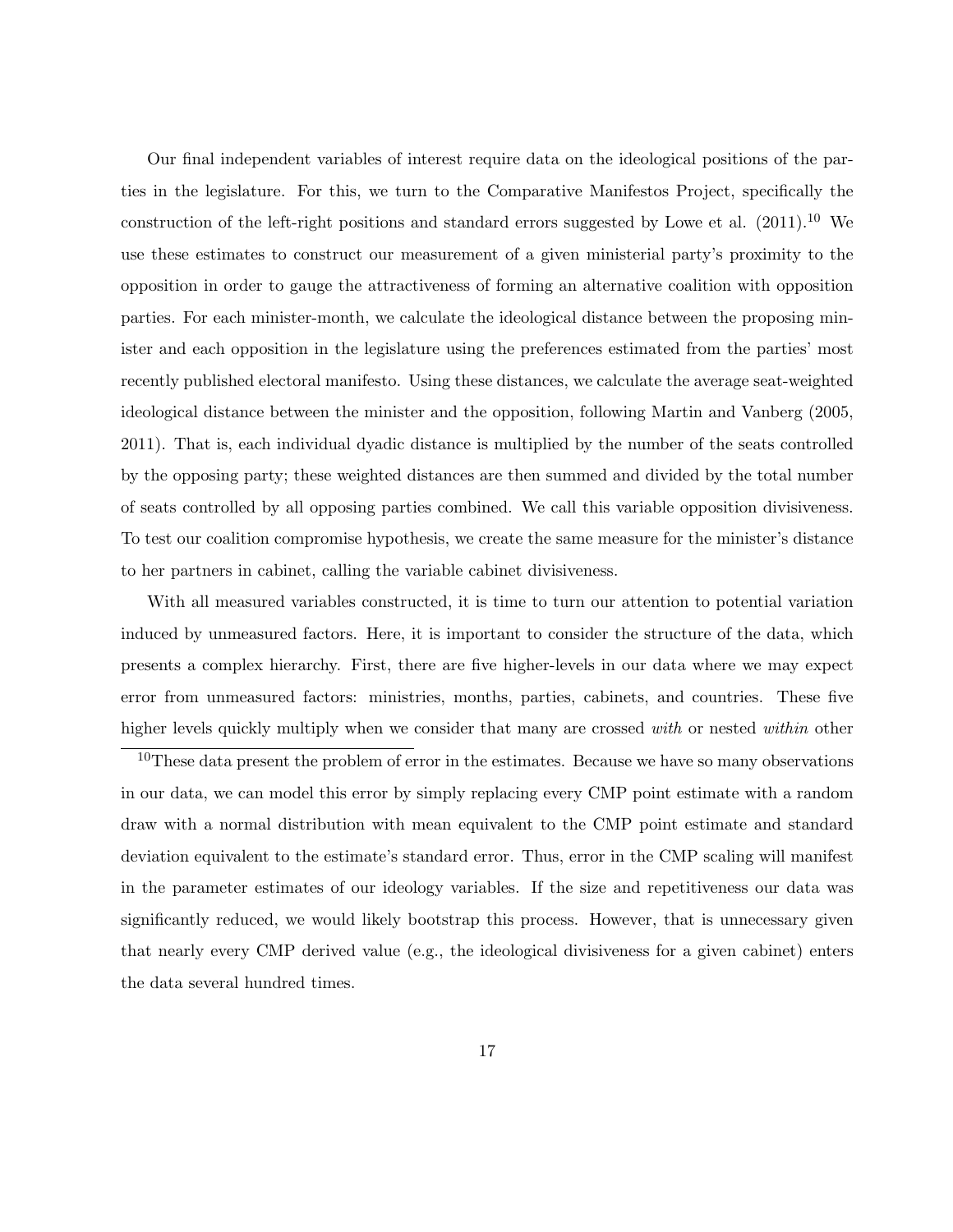Our final independent variables of interest require data on the ideological positions of the parties in the legislature. For this, we turn to the Comparative Manifestos Project, specifically the construction of the left-right positions and standard errors suggested by Lowe et al. (2011).[10] We use these estimates to construct our measurement of a given ministerial party's proximity to the opposition in order to gauge the attractiveness of forming an alternative coalition with opposition parties. For each minister-month, we calculate the ideological distance between the proposing minister and each opposition in the legislature using the preferences estimated from the parties' most recently published electoral manifesto. Using these distances, we calculate the average seat-weighted ideological distance between the minister and the opposition, following Martin and Vanberg (2005, 2011). That is, each individual dyadic distance is multiplied by the number of the seats controlled by the opposing party; these weighted distances are then summed and divided by the total number of seats controlled by all opposing parties combined. We call this variable opposition divisiveness. To test our coalition compromise hypothesis, we create the same measure for the minister's distance to her partners in cabinet, calling the variable cabinet divisiveness.

With all measured variables constructed, it is time to turn our attention to potential variation induced by unmeasured factors. Here, it is important to consider the structure of the data, which presents a complex hierarchy. First, there are five higher-levels in our data where we may expect error from unmeasured factors: ministries, months, parties, cabinets, and countries. These five higher levels quickly multiply when we consider that many are crossed *with* or nested *within* other

[10]These data present the problem of error in the estimates. Because we have so many observations in our data, we can model this error by simply replacing every CMP point estimate with a random draw with a normal distribution with mean equivalent to the CMP point estimate and standard deviation equivalent to the estimate's standard error. Thus, error in the CMP scaling will manifest in the parameter estimates of our ideology variables. If the size and repetitiveness our data was significantly reduced, we would likely bootstrap this process. However, that is unnecessary given that nearly every CMP derived value (e.g., the ideological divisiveness for a given cabinet) enters the data several hundred times.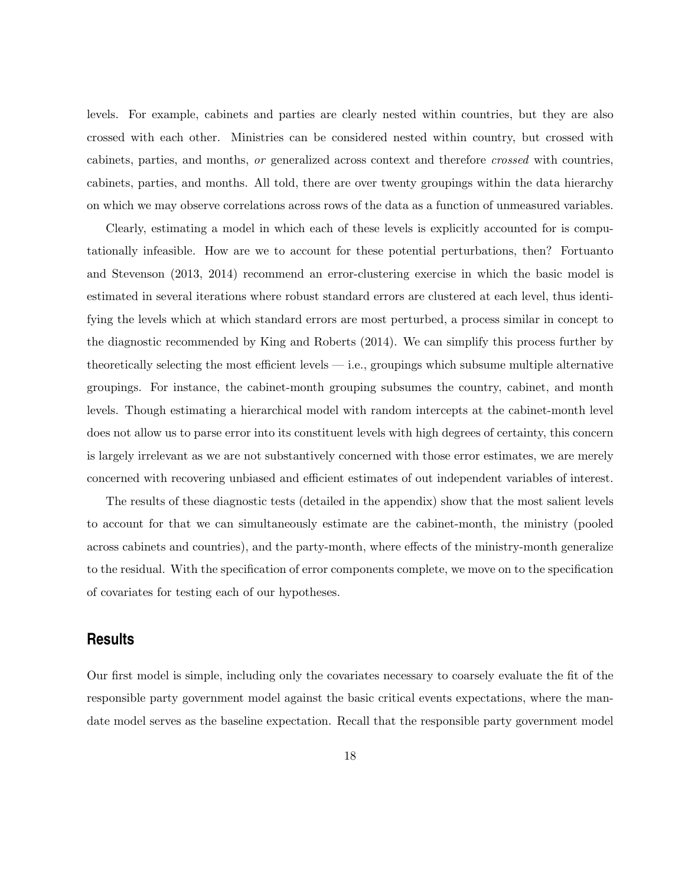levels. For example, cabinets and parties are clearly nested within countries, but they are also crossed with each other. Ministries can be considered nested within country, but crossed with cabinets, parties, and months, *or* generalized across context and therefore *crossed* with countries, cabinets, parties, and months. All told, there are over twenty groupings within the data hierarchy on which we may observe correlations across rows of the data as a function of unmeasured variables.

Clearly, estimating a model in which each of these levels is explicitly accounted for is computationally infeasible. How are we to account for these potential perturbations, then? Fortuanto and Stevenson (2013, 2014) recommend an error-clustering exercise in which the basic model is estimated in several iterations where robust standard errors are clustered at each level, thus identifying the levels which at which standard errors are most perturbed, a process similar in concept to the diagnostic recommended by King and Roberts (2014). We can simplify this process further by theoretically selecting the most efficient levels — i.e., groupings which subsume multiple alternative groupings. For instance, the cabinet-month grouping subsumes the country, cabinet, and month levels. Though estimating a hierarchical model with random intercepts at the cabinet-month level does not allow us to parse error into its constituent levels with high degrees of certainty, this concern is largely irrelevant as we are not substantively concerned with those error estimates, we are merely concerned with recovering unbiased and efficient estimates of out independent variables of interest.

The results of these diagnostic tests (detailed in the appendix) show that the most salient levels to account for that we can simultaneously estimate are the cabinet-month, the ministry (pooled across cabinets and countries), and the party-month, where effects of the ministry-month generalize to the residual. With the specification of error components complete, we move on to the specification of covariates for testing each of our hypotheses.

## Results

Our first model is simple, including only the covariates necessary to coarsely evaluate the fit of the responsible party government model against the basic critical events expectations, where the mandate model serves as the baseline expectation. Recall that the responsible party government model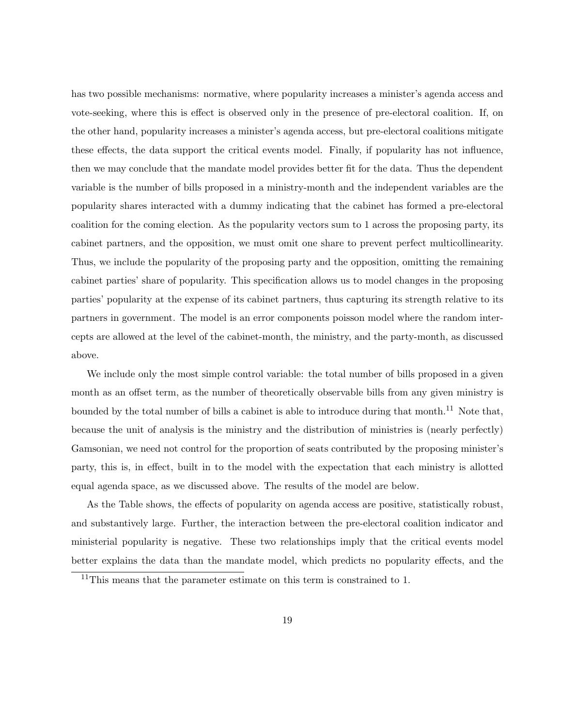has two possible mechanisms: normative, where popularity increases a minister's agenda access and vote-seeking, where this is effect is observed only in the presence of pre-electoral coalition. If, on the other hand, popularity increases a minister's agenda access, but pre-electoral coalitions mitigate these effects, the data support the critical events model. Finally, if popularity has not influence, then we may conclude that the mandate model provides better fit for the data. Thus the dependent variable is the number of bills proposed in a ministry-month and the independent variables are the popularity shares interacted with a dummy indicating that the cabinet has formed a pre-electoral coalition for the coming election. As the popularity vectors sum to 1 across the proposing party, its cabinet partners, and the opposition, we must omit one share to prevent perfect multicollinearity. Thus, we include the popularity of the proposing party and the opposition, omitting the remaining cabinet parties' share of popularity. This specification allows us to model changes in the proposing parties' popularity at the expense of its cabinet partners, thus capturing its strength relative to its partners in government. The model is an error components poisson model where the random intercepts are allowed at the level of the cabinet-month, the ministry, and the party-month, as discussed above.

We include only the most simple control variable: the total number of bills proposed in a given month as an offset term, as the number of theoretically observable bills from any given ministry is bounded by the total number of bills a cabinet is able to introduce during that month.[11] Note that, because the unit of analysis is the ministry and the distribution of ministries is (nearly perfectly) Gamsonian, we need not control for the proportion of seats contributed by the proposing minister's party, this is, in effect, built in to the model with the expectation that each ministry is allotted equal agenda space, as we discussed above. The results of the model are below.

As the Table shows, the effects of popularity on agenda access are positive, statistically robust, and substantively large. Further, the interaction between the pre-electoral coalition indicator and ministerial popularity is negative. These two relationships imply that the critical events model better explains the data than the mandate model, which predicts no popularity effects, and the

[11] This means that the parameter estimate on this term is constrained to 1.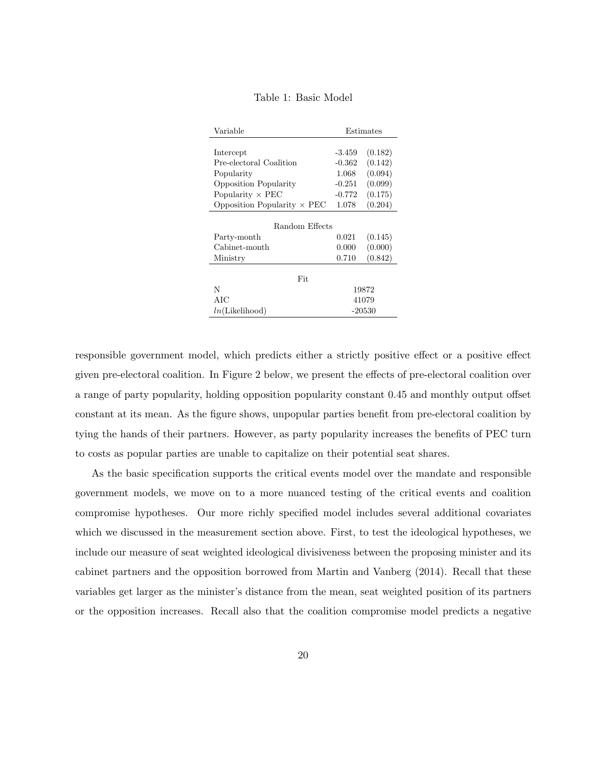Table 1: Basic Model

| Variable | Estimates | |
|---|---|---|
| Intercept | -3.459 | (0.182) |
| Pre-electoral Coalition | -0.362 | (0.142) |
| Popularity | 1.068 | (0.094) |
| Opposition Popularity | -0.251 | (0.099) |
| Popularity $\times$ PEC | -0.772 | (0.175) |
| Opposition Popularity $\times$ PEC | 1.078 | (0.204) |
| *Random Effects* | | |
| Party-month | 0.021 | (0.145) |
| Cabinet-month | 0.000 | (0.000) |
| Ministry | 0.710 | (0.842) |
| *Fit* | | |
| N | 19872 | |
| AIC | 41079 | |
| $ln$(Likelihood) | -20530 | |

responsible government model, which predicts either a strictly positive effect or a positive effect given pre-electoral coalition. In Figure 2 below, we present the effects of pre-electoral coalition over a range of party popularity, holding opposition popularity constant 0.45 and monthly output offset constant at its mean. As the figure shows, unpopular parties benefit from pre-electoral coalition by tying the hands of their partners. However, as party popularity increases the benefits of PEC turn to costs as popular parties are unable to capitalize on their potential seat shares.

As the basic specification supports the critical events model over the mandate and responsible government models, we move on to a more nuanced testing of the critical events and coalition compromise hypotheses. Our more richly specified model includes several additional covariates which we discussed in the measurement section above. First, to test the ideological hypotheses, we include our measure of seat weighted ideological divisiveness between the proposing minister and its cabinet partners and the opposition borrowed from Martin and Vanberg (2014). Recall that these variables get larger as the minister's distance from the mean, seat weighted position of its partners or the opposition increases. Recall also that the coalition compromise model predicts a negative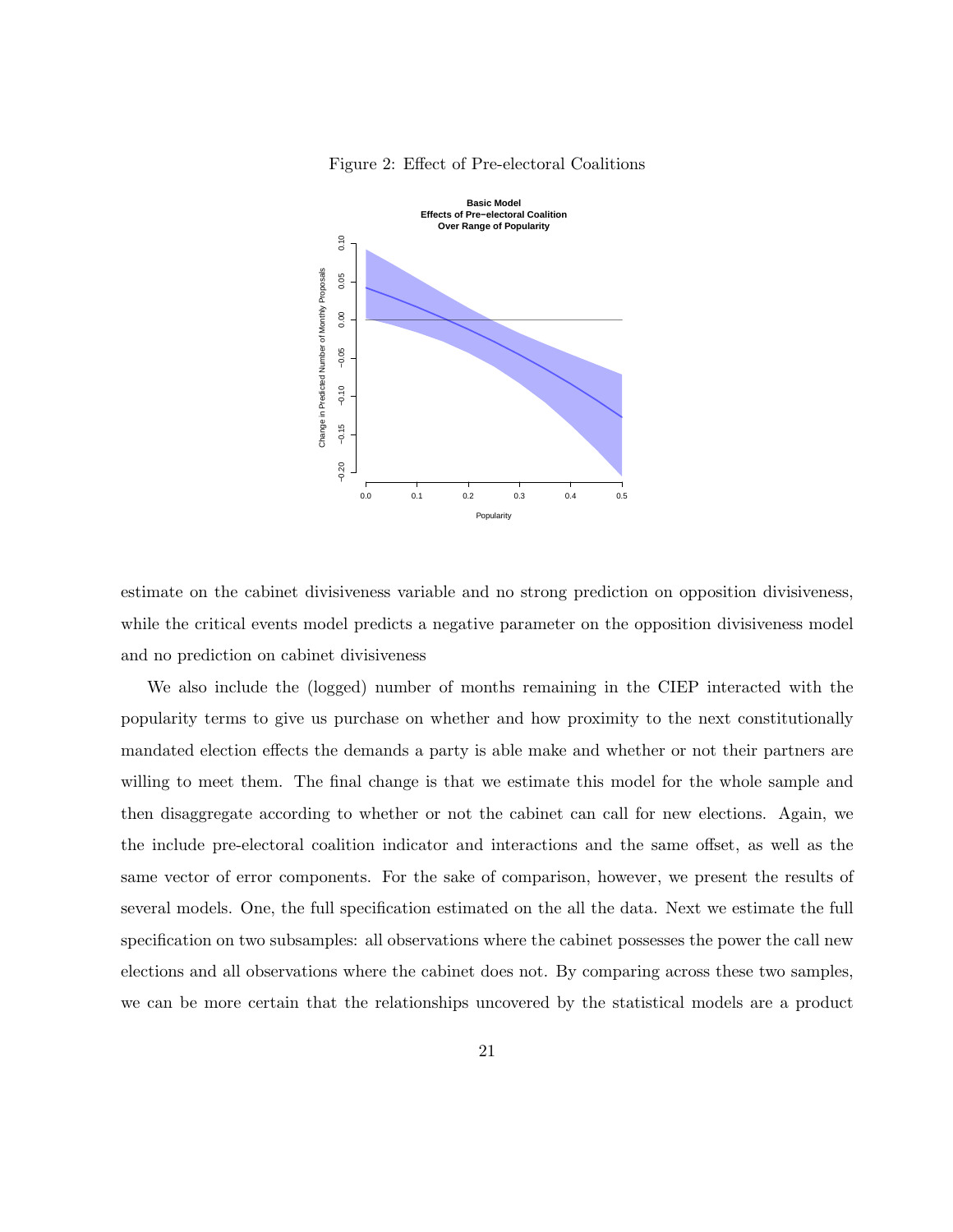Figure 2: Effect of Pre-electoral Coalitions

estimate on the cabinet divisiveness variable and no strong prediction on opposition divisiveness, while the critical events model predicts a negative parameter on the opposition divisiveness model and no prediction on cabinet divisiveness

We also include the (logged) number of months remaining in the CIEP interacted with the popularity terms to give us purchase on whether and how proximity to the next constitutionally mandated election effects the demands a party is able make and whether or not their partners are willing to meet them. The final change is that we estimate this model for the whole sample and then disaggregate according to whether or not the cabinet can call for new elections. Again, we the include pre-electoral coalition indicator and interactions and the same offset, as well as the same vector of error components. For the sake of comparison, however, we present the results of several models. One, the full specification estimated on the all the data. Next we estimate the full specification on two subsamples: all observations where the cabinet possesses the power the call new elections and all observations where the cabinet does not. By comparing across these two samples, we can be more certain that the relationships uncovered by the statistical models are a product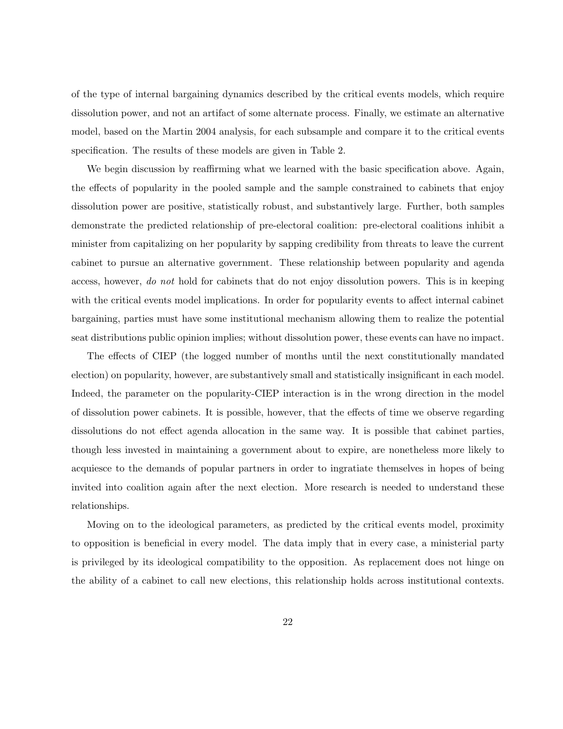of the type of internal bargaining dynamics described by the critical events models, which require dissolution power, and not an artifact of some alternate process. Finally, we estimate an alternative model, based on the Martin 2004 analysis, for each subsample and compare it to the critical events specification. The results of these models are given in Table 2.

We begin discussion by reaffirming what we learned with the basic specification above. Again, the effects of popularity in the pooled sample and the sample constrained to cabinets that enjoy dissolution power are positive, statistically robust, and substantively large. Further, both samples demonstrate the predicted relationship of pre-electoral coalition: pre-electoral coalitions inhibit a minister from capitalizing on her popularity by sapping credibility from threats to leave the current cabinet to pursue an alternative government. These relationship between popularity and agenda access, however, *do not* hold for cabinets that do not enjoy dissolution powers. This is in keeping with the critical events model implications. In order for popularity events to affect internal cabinet bargaining, parties must have some institutional mechanism allowing them to realize the potential seat distributions public opinion implies; without dissolution power, these events can have no impact.

The effects of CIEP (the logged number of months until the next constitutionally mandated election) on popularity, however, are substantively small and statistically insignificant in each model. Indeed, the parameter on the popularity-CIEP interaction is in the wrong direction in the model of dissolution power cabinets. It is possible, however, that the effects of time we observe regarding dissolutions do not effect agenda allocation in the same way. It is possible that cabinet parties, though less invested in maintaining a government about to expire, are nonetheless more likely to acquiesce to the demands of popular partners in order to ingratiate themselves in hopes of being invited into coalition again after the next election. More research is needed to understand these relationships.

Moving on to the ideological parameters, as predicted by the critical events model, proximity to opposition is beneficial in every model. The data imply that in every case, a ministerial party is privileged by its ideological compatibility to the opposition. As replacement does not hinge on the ability of a cabinet to call new elections, this relationship holds across institutional contexts.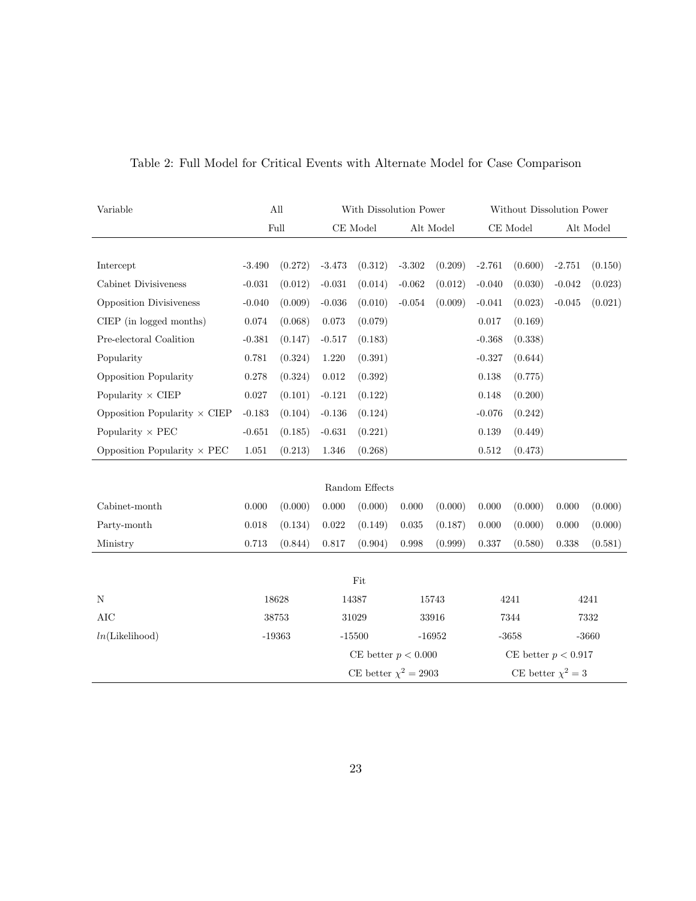Table 2: Full Model for Critical Events with Alternate Model for Case Comparison

| Variable | All | | With Dissolution Power | | | | Without Dissolution Power | | | |
|---|---|---|---|---|---|---|---|---|---|---|
| | Full | | CE Model | | Alt Model | | CE Model | | Alt Model | |
| Intercept | -3.490 | (0.272) | -3.473 | (0.312) | -3.302 | (0.209) | -2.761 | (0.600) | -2.751 | (0.150) |
| Cabinet Divisiveness | -0.031 | (0.012) | -0.031 | (0.014) | -0.062 | (0.012) | -0.040 | (0.030) | -0.042 | (0.023) |
| Opposition Divisiveness | -0.040 | (0.009) | -0.036 | (0.010) | -0.054 | (0.009) | -0.041 | (0.023) | -0.045 | (0.021) |
| CIEP (in logged months) | 0.074 | (0.068) | 0.073 | (0.079) | | | 0.017 | (0.169) | | |
| Pre-electoral Coalition | -0.381 | (0.147) | -0.517 | (0.183) | | | -0.368 | (0.338) | | |
| Popularity | 0.781 | (0.324) | 1.220 | (0.391) | | | -0.327 | (0.644) | | |
| Opposition Popularity | 0.278 | (0.324) | 0.012 | (0.392) | | | 0.138 | (0.775) | | |
| Popularity × CIEP | 0.027 | (0.101) | -0.121 | (0.122) | | | 0.148 | (0.200) | | |
| Opposition Popularity × CIEP | -0.183 | (0.104) | -0.136 | (0.124) | | | -0.076 | (0.242) | | |
| Popularity × PEC | -0.651 | (0.185) | -0.631 | (0.221) | | | 0.139 | (0.449) | | |
| Opposition Popularity × PEC | 1.051 | (0.213) | 1.346 | (0.268) | | | 0.512 | (0.473) | | |
| **Random Effects** | | | | | | | | | | |
| Cabinet-month | 0.000 | (0.000) | 0.000 | (0.000) | 0.000 | (0.000) | 0.000 | (0.000) | 0.000 | (0.000) |
| Party-month | 0.018 | (0.134) | 0.022 | (0.149) | 0.035 | (0.187) | 0.000 | (0.000) | 0.000 | (0.000) |
| Ministry | 0.713 | (0.844) | 0.817 | (0.904) | 0.998 | (0.999) | 0.337 | (0.580) | 0.338 | (0.581) |
| **Fit** | | | | | | | | | | |
| N | 18628 | | 14387 | | 15743 | | 4241 | | 4241 | |
| AIC | 38753 | | 31029 | | 33916 | | 7344 | | 7332 | |
| $ln$(Likelihood) | -19363 | | -15500 | | -16952 | | -3658 | | -3660 | |
| | | | CE better $p < 0.000$ | | | | CE better $p < 0.917$ | | | |
| | | | CE better $\chi^2 = 2903$ | | | | CE better $\chi^2 = 3$ | | | |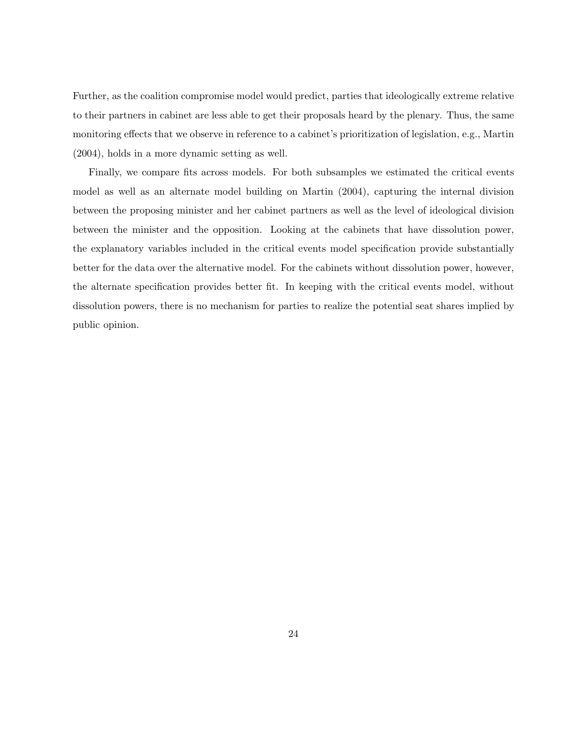Further, as the coalition compromise model would predict, parties that ideologically extreme relative to their partners in cabinet are less able to get their proposals heard by the plenary. Thus, the same monitoring effects that we observe in reference to a cabinet's prioritization of legislation, e.g., Martin (2004), holds in a more dynamic setting as well.

Finally, we compare fits across models. For both subsamples we estimated the critical events model as well as an alternate model building on Martin (2004), capturing the internal division between the proposing minister and her cabinet partners as well as the level of ideological division between the minister and the opposition. Looking at the cabinets that have dissolution power, the explanatory variables included in the critical events model specification provide substantially better for the data over the alternative model. For the cabinets without dissolution power, however, the alternate specification provides better fit. In keeping with the critical events model, without dissolution powers, there is no mechanism for parties to realize the potential seat shares implied by public opinion.